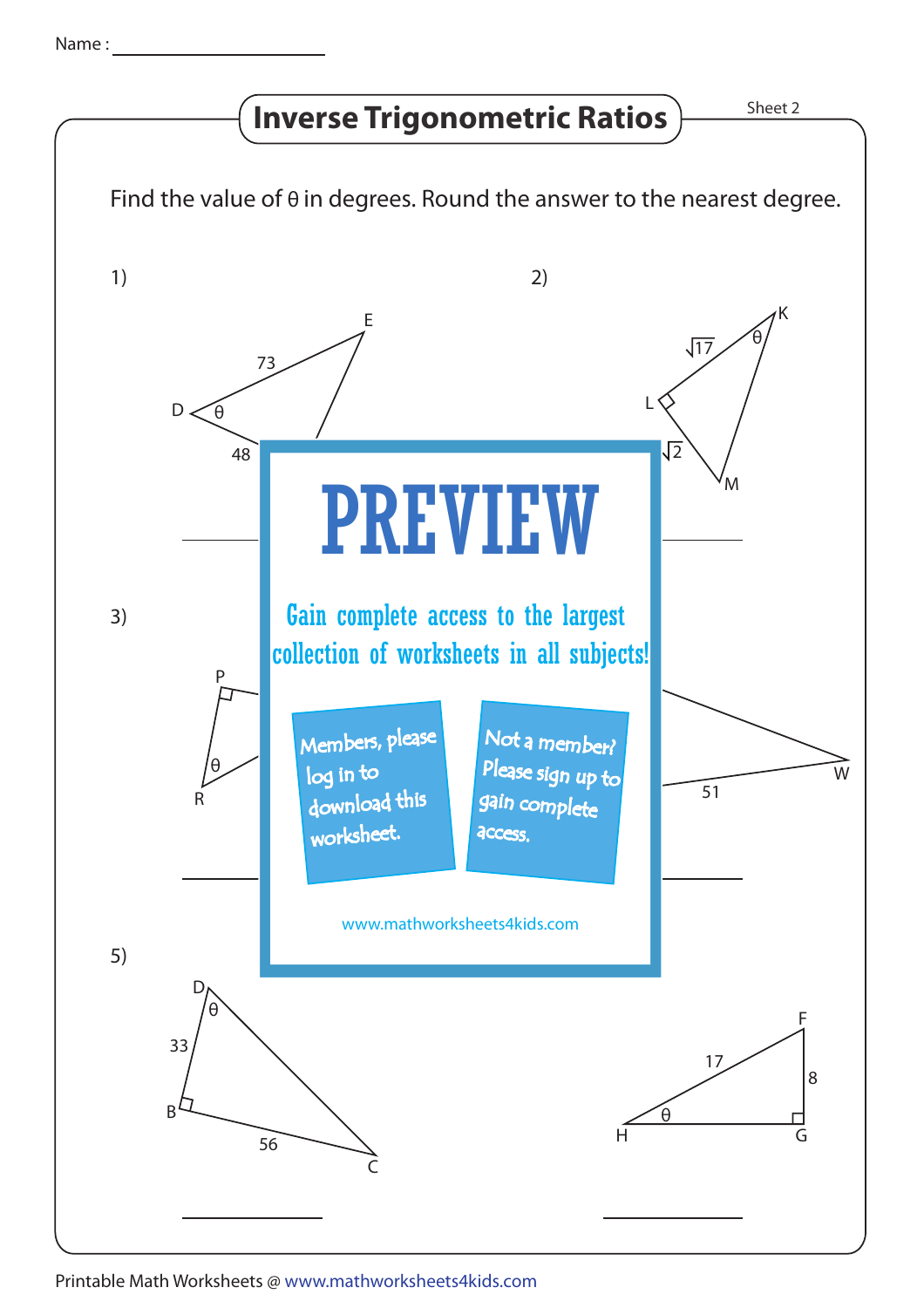Name : ___________________

# Inverse Trigonometric Ratios

Sheet 2

Find the value of θ in degrees. Round the answer to the nearest degree.

1)

D, E; 73; θ; 48

2)

K, L, M; $\sqrt{17}$; θ; $\sqrt{2}$

3)

P, R; θ

W; 51

# PREVIEW

Gain complete access to the largest collection of worksheets in all subjects!

Members, please log in to download this worksheet.

Not a member? Please sign up to gain complete access.

www.mathworksheets4kids.com

5)

D, B, C; θ; 33; 56

F, H, G; 17; 8; θ

Printable Math Worksheets @ www.mathworksheets4kids.com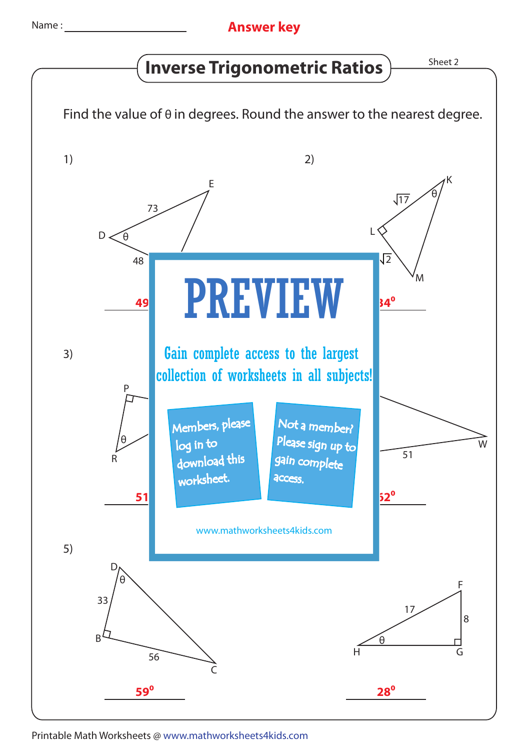Name : ____________________ **Answer key**

# Inverse Trigonometric Ratios

Sheet 2

Find the value of θ in degrees. Round the answer to the nearest degree.

1)

E, D, θ, 73, 48

**49**

2)

K, θ, $\sqrt{17}$, L, $\sqrt{2}$, M

**34°**

3)

P, R, θ

**51**

4)

W, 51

**52°**

# PREVIEW

Gain complete access to the largest collection of worksheets in all subjects!

Members, please log in to download this worksheet.

Not a member? Please sign up to gain complete access.

www.mathworksheets4kids.com

5)

D, θ, 33, B, 56, C

**59°**

6)

F, 17, 8, H, θ, G

**28°**